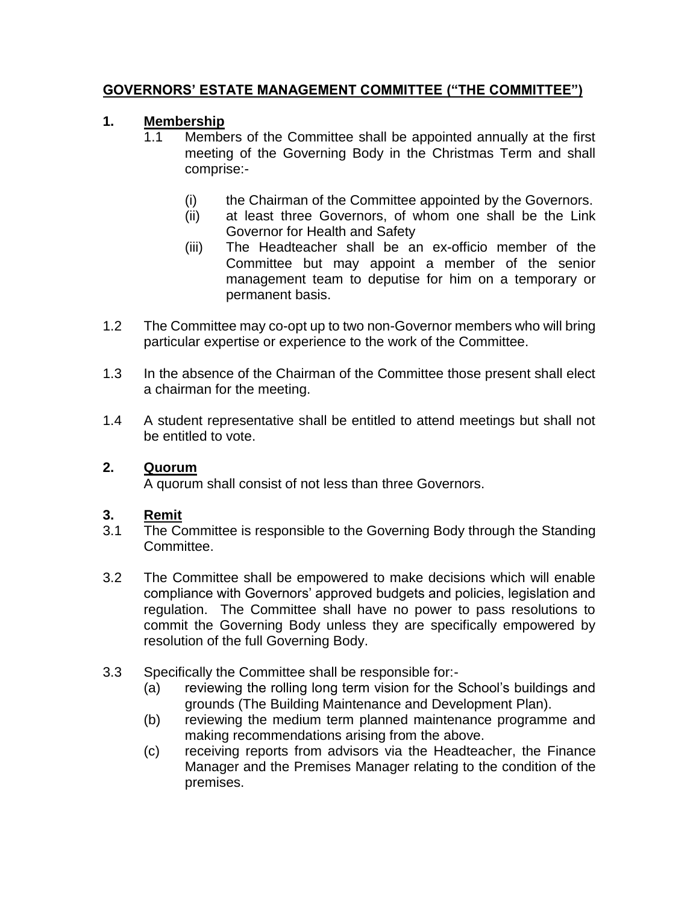# GOVERNORS' ESTATE MANAGEMENT COMMITTEE ("THE COMMITTEE")

## 1. Membership

1.1 Members of the Committee shall be appointed annually at the first meeting of the Governing Body in the Christmas Term and shall comprise:-

(i) the Chairman of the Committee appointed by the Governors.

(ii) at least three Governors, of whom one shall be the Link Governor for Health and Safety

(iii) The Headteacher shall be an ex-officio member of the Committee but may appoint a member of the senior management team to deputise for him on a temporary or permanent basis.

1.2 The Committee may co-opt up to two non-Governor members who will bring particular expertise or experience to the work of the Committee.

1.3 In the absence of the Chairman of the Committee those present shall elect a chairman for the meeting.

1.4 A student representative shall be entitled to attend meetings but shall not be entitled to vote.

## 2. Quorum

A quorum shall consist of not less than three Governors.

## 3. Remit

3.1 The Committee is responsible to the Governing Body through the Standing Committee.

3.2 The Committee shall be empowered to make decisions which will enable compliance with Governors' approved budgets and policies, legislation and regulation. The Committee shall have no power to pass resolutions to commit the Governing Body unless they are specifically empowered by resolution of the full Governing Body.

3.3 Specifically the Committee shall be responsible for:-

(a) reviewing the rolling long term vision for the School's buildings and grounds (The Building Maintenance and Development Plan).

(b) reviewing the medium term planned maintenance programme and making recommendations arising from the above.

(c) receiving reports from advisors via the Headteacher, the Finance Manager and the Premises Manager relating to the condition of the premises.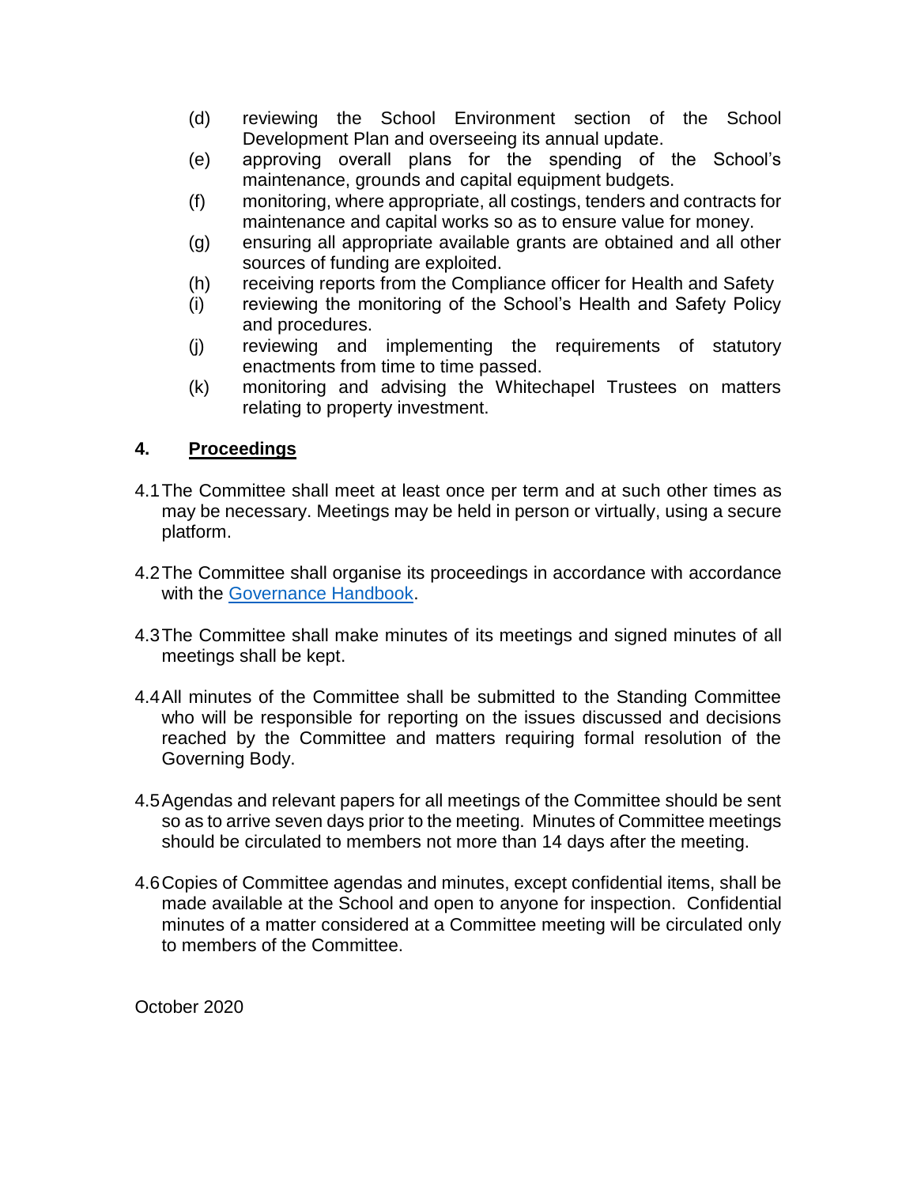(d) reviewing the School Environment section of the School Development Plan and overseeing its annual update.

(e) approving overall plans for the spending of the School's maintenance, grounds and capital equipment budgets.

(f) monitoring, where appropriate, all costings, tenders and contracts for maintenance and capital works so as to ensure value for money.

(g) ensuring all appropriate available grants are obtained and all other sources of funding are exploited.

(h) receiving reports from the Compliance officer for Health and Safety

(i) reviewing the monitoring of the School's Health and Safety Policy and procedures.

(j) reviewing and implementing the requirements of statutory enactments from time to time passed.

(k) monitoring and advising the Whitechapel Trustees on matters relating to property investment.

## 4. <u>Proceedings</u>

4.1 The Committee shall meet at least once per term and at such other times as may be necessary. Meetings may be held in person or virtually, using a secure platform.

4.2 The Committee shall organise its proceedings in accordance with accordance with the [Governance Handbook](#).

4.3 The Committee shall make minutes of its meetings and signed minutes of all meetings shall be kept.

4.4 All minutes of the Committee shall be submitted to the Standing Committee who will be responsible for reporting on the issues discussed and decisions reached by the Committee and matters requiring formal resolution of the Governing Body.

4.5 Agendas and relevant papers for all meetings of the Committee should be sent so as to arrive seven days prior to the meeting. Minutes of Committee meetings should be circulated to members not more than 14 days after the meeting.

4.6 Copies of Committee agendas and minutes, except confidential items, shall be made available at the School and open to anyone for inspection. Confidential minutes of a matter considered at a Committee meeting will be circulated only to members of the Committee.

October 2020